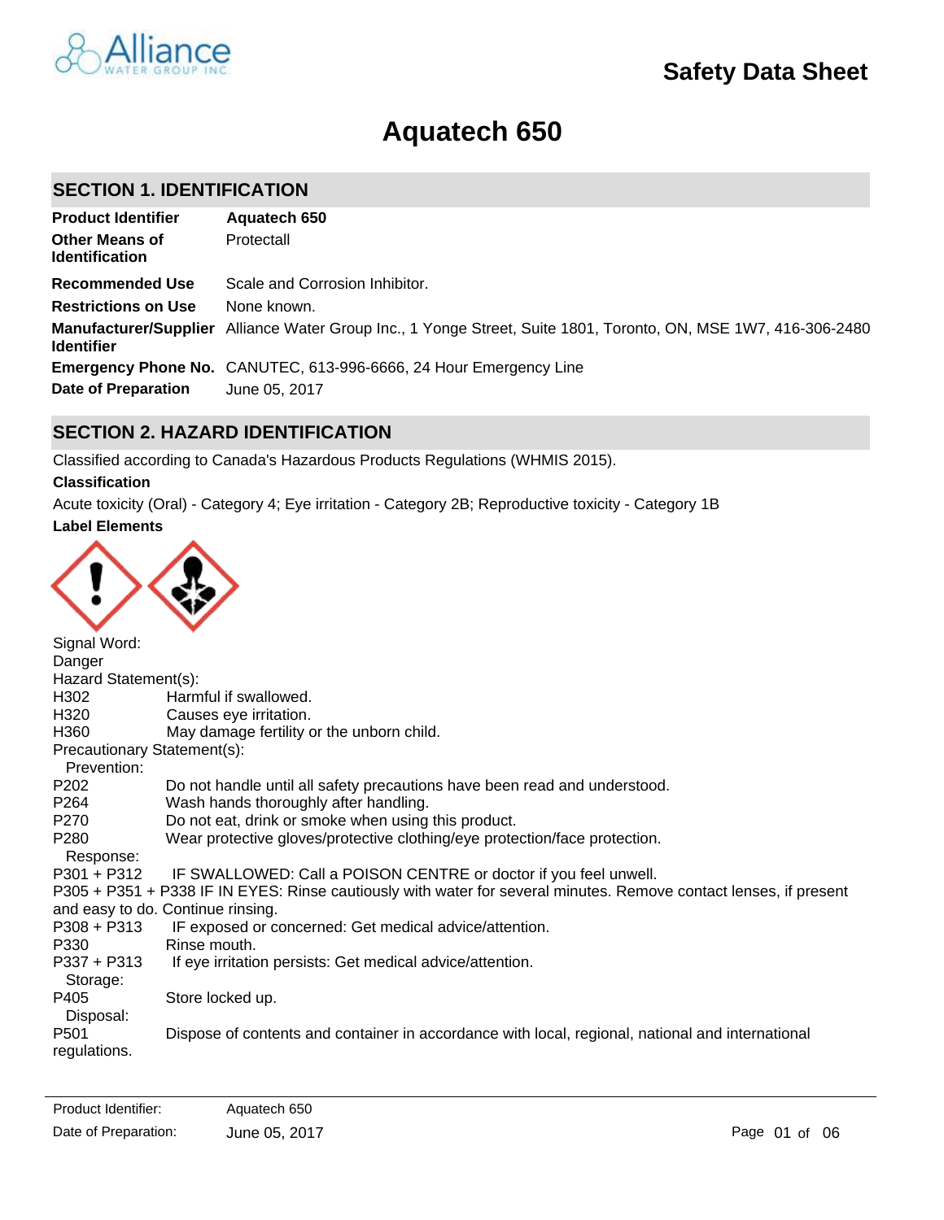# Safety Data Sheet

# Aquatech 650

## SECTION 1. IDENTIFICATION

| | |
|---|---|
| **Product Identifier** | **Aquatech 650** |
| **Other Means of Identification** | Protectall |
| **Recommended Use** | Scale and Corrosion Inhibitor. |
| **Restrictions on Use** | None known. |
| **Manufacturer/Supplier Identifier** | Alliance Water Group Inc., 1 Yonge Street, Suite 1801, Toronto, ON, MSE 1W7, 416-306-2480 |
| **Emergency Phone No.** | CANUTEC, 613-996-6666, 24 Hour Emergency Line |
| **Date of Preparation** | June 05, 2017 |

## SECTION 2. HAZARD IDENTIFICATION

Classified according to Canada's Hazardous Products Regulations (WHMIS 2015).

**Classification**

Acute toxicity (Oral) - Category 4; Eye irritation - Category 2B; Reproductive toxicity - Category 1B

**Label Elements**

Signal Word:
Danger

Hazard Statement(s):

H302 Harmful if swallowed.
H320 Causes eye irritation.
H360 May damage fertility or the unborn child.

Precautionary Statement(s):

Prevention:

P202 Do not handle until all safety precautions have been read and understood.
P264 Wash hands thoroughly after handling.
P270 Do not eat, drink or smoke when using this product.
P280 Wear protective gloves/protective clothing/eye protection/face protection.

Response:

P301 + P312 IF SWALLOWED: Call a POISON CENTRE or doctor if you feel unwell.
P305 + P351 + P338 IF IN EYES: Rinse cautiously with water for several minutes. Remove contact lenses, if present and easy to do. Continue rinsing.
P308 + P313 IF exposed or concerned: Get medical advice/attention.
P330 Rinse mouth.
P337 + P313 If eye irritation persists: Get medical advice/attention.

Storage:

P405 Store locked up.

Disposal:

P501 Dispose of contents and container in accordance with local, regional, national and international regulations.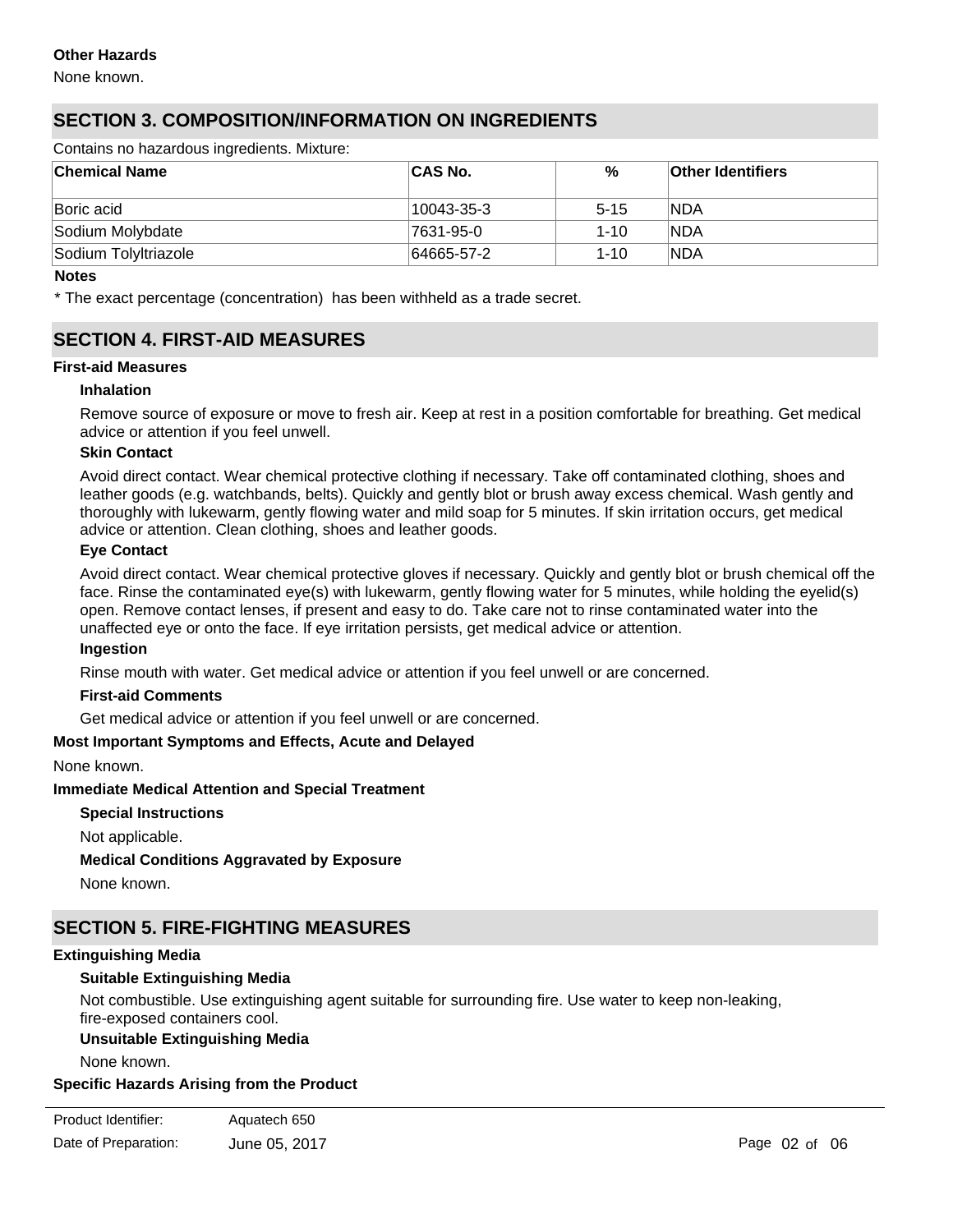### Other Hazards

None known.

## SECTION 3. COMPOSITION/INFORMATION ON INGREDIENTS

Contains no hazardous ingredients. Mixture:

| Chemical Name | CAS No. | % | Other Identifiers |
|---|---|---|---|
| Boric acid | 10043-35-3 | 5-15 | NDA |
| Sodium Molybdate | 7631-95-0 | 1-10 | NDA |
| Sodium Tolyltriazole | 64665-57-2 | 1-10 | NDA |

**Notes**

* The exact percentage (concentration) has been withheld as a trade secret.

## SECTION 4. FIRST-AID MEASURES

### First-aid Measures

**Inhalation**

Remove source of exposure or move to fresh air. Keep at rest in a position comfortable for breathing. Get medical advice or attention if you feel unwell.

**Skin Contact**

Avoid direct contact. Wear chemical protective clothing if necessary. Take off contaminated clothing, shoes and leather goods (e.g. watchbands, belts). Quickly and gently blot or brush away excess chemical. Wash gently and thoroughly with lukewarm, gently flowing water and mild soap for 5 minutes. If skin irritation occurs, get medical advice or attention. Clean clothing, shoes and leather goods.

**Eye Contact**

Avoid direct contact. Wear chemical protective gloves if necessary. Quickly and gently blot or brush chemical off the face. Rinse the contaminated eye(s) with lukewarm, gently flowing water for 5 minutes, while holding the eyelid(s) open. Remove contact lenses, if present and easy to do. Take care not to rinse contaminated water into the unaffected eye or onto the face. If eye irritation persists, get medical advice or attention.

**Ingestion**

Rinse mouth with water. Get medical advice or attention if you feel unwell or are concerned.

**First-aid Comments**

Get medical advice or attention if you feel unwell or are concerned.

### Most Important Symptoms and Effects, Acute and Delayed

None known.

### Immediate Medical Attention and Special Treatment

**Special Instructions**

Not applicable.

**Medical Conditions Aggravated by Exposure**

None known.

## SECTION 5. FIRE-FIGHTING MEASURES

### Extinguishing Media

**Suitable Extinguishing Media**

Not combustible. Use extinguishing agent suitable for surrounding fire. Use water to keep non-leaking, fire-exposed containers cool.

**Unsuitable Extinguishing Media**

None known.

### Specific Hazards Arising from the Product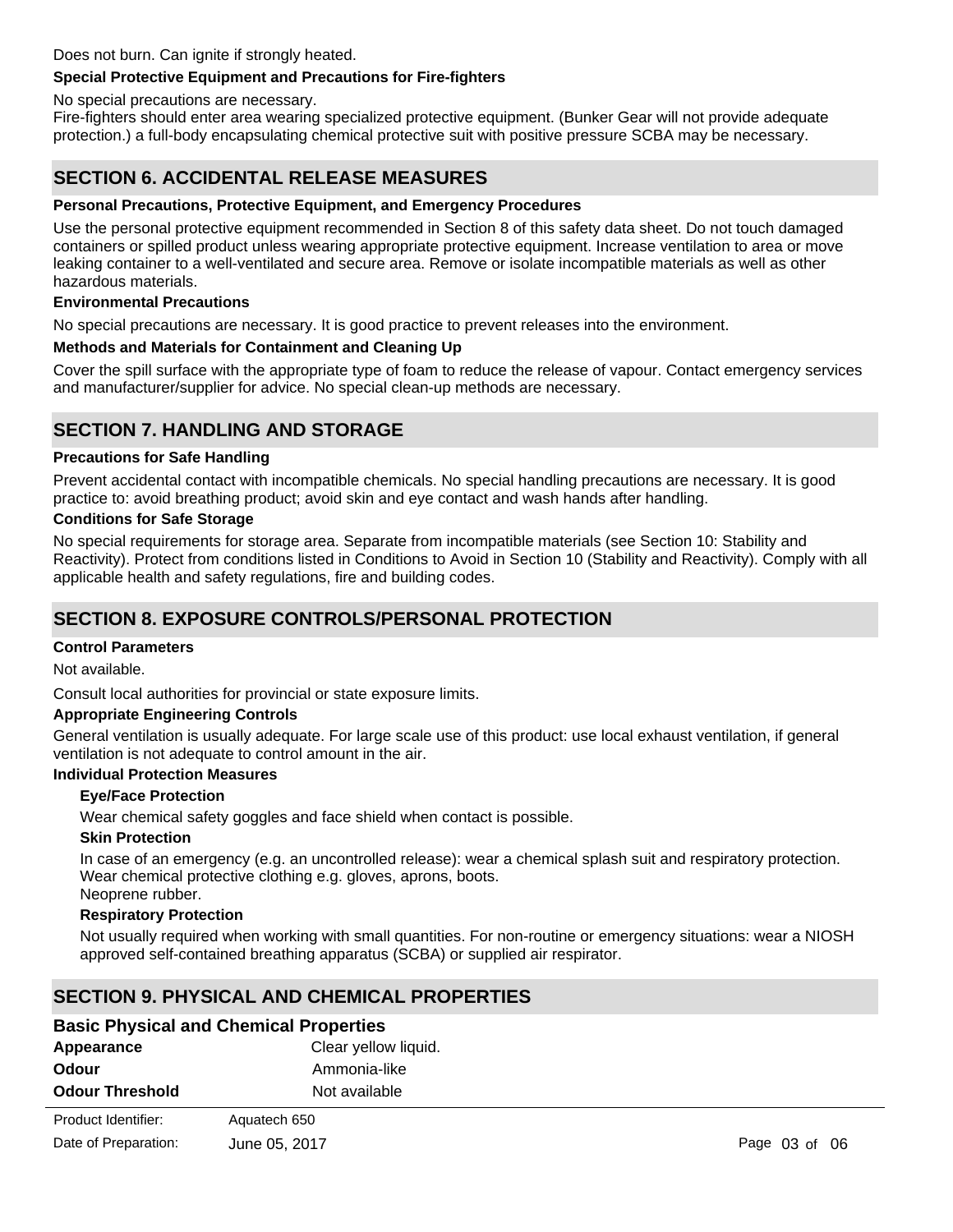Does not burn. Can ignite if strongly heated.

**Special Protective Equipment and Precautions for Fire-fighters**

No special precautions are necessary.
Fire-fighters should enter area wearing specialized protective equipment. (Bunker Gear will not provide adequate protection.) a full-body encapsulating chemical protective suit with positive pressure SCBA may be necessary.

## SECTION 6. ACCIDENTAL RELEASE MEASURES

**Personal Precautions, Protective Equipment, and Emergency Procedures**

Use the personal protective equipment recommended in Section 8 of this safety data sheet. Do not touch damaged containers or spilled product unless wearing appropriate protective equipment. Increase ventilation to area or move leaking container to a well-ventilated and secure area. Remove or isolate incompatible materials as well as other hazardous materials.

**Environmental Precautions**

No special precautions are necessary. It is good practice to prevent releases into the environment.

**Methods and Materials for Containment and Cleaning Up**

Cover the spill surface with the appropriate type of foam to reduce the release of vapour. Contact emergency services and manufacturer/supplier for advice. No special clean-up methods are necessary.

## SECTION 7. HANDLING AND STORAGE

**Precautions for Safe Handling**

Prevent accidental contact with incompatible chemicals. No special handling precautions are necessary. It is good practice to: avoid breathing product; avoid skin and eye contact and wash hands after handling.

**Conditions for Safe Storage**

No special requirements for storage area. Separate from incompatible materials (see Section 10: Stability and Reactivity). Protect from conditions listed in Conditions to Avoid in Section 10 (Stability and Reactivity). Comply with all applicable health and safety regulations, fire and building codes.

## SECTION 8. EXPOSURE CONTROLS/PERSONAL PROTECTION

**Control Parameters**

Not available.

Consult local authorities for provincial or state exposure limits.

**Appropriate Engineering Controls**

General ventilation is usually adequate. For large scale use of this product: use local exhaust ventilation, if general ventilation is not adequate to control amount in the air.

**Individual Protection Measures**

**Eye/Face Protection**

Wear chemical safety goggles and face shield when contact is possible.

**Skin Protection**

In case of an emergency (e.g. an uncontrolled release): wear a chemical splash suit and respiratory protection. Wear chemical protective clothing e.g. gloves, aprons, boots.
Neoprene rubber.

**Respiratory Protection**

Not usually required when working with small quantities. For non-routine or emergency situations: wear a NIOSH approved self-contained breathing apparatus (SCBA) or supplied air respirator.

## SECTION 9. PHYSICAL AND CHEMICAL PROPERTIES

### Basic Physical and Chemical Properties

| | |
|---|---|
| **Appearance** | Clear yellow liquid. |
| **Odour** | Ammonia-like |
| **Odour Threshold** | Not available |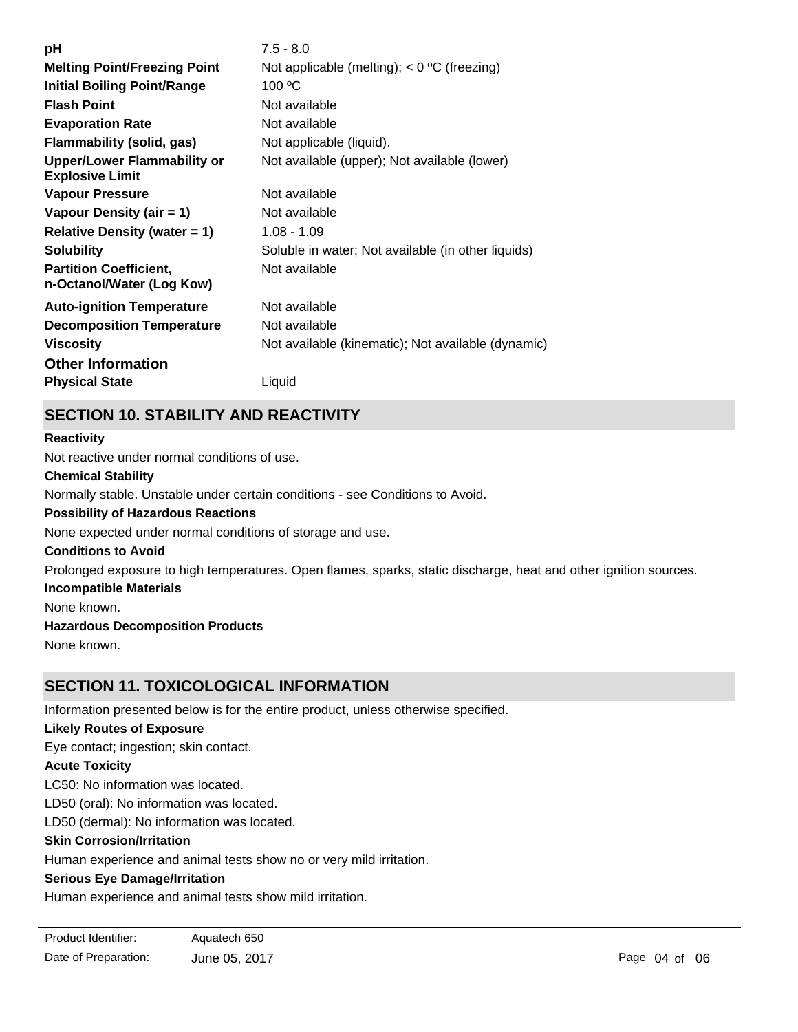| | |
|---|---|
| **pH** | 7.5 - 8.0 |
| **Melting Point/Freezing Point** | Not applicable (melting); < 0 ºC (freezing) |
| **Initial Boiling Point/Range** | 100 ºC |
| **Flash Point** | Not available |
| **Evaporation Rate** | Not available |
| **Flammability (solid, gas)** | Not applicable (liquid). |
| **Upper/Lower Flammability or Explosive Limit** | Not available (upper); Not available (lower) |
| **Vapour Pressure** | Not available |
| **Vapour Density (air = 1)** | Not available |
| **Relative Density (water = 1)** | 1.08 - 1.09 |
| **Solubility** | Soluble in water; Not available (in other liquids) |
| **Partition Coefficient, n-Octanol/Water (Log Kow)** | Not available |
| **Auto-ignition Temperature** | Not available |
| **Decomposition Temperature** | Not available |
| **Viscosity** | Not available (kinematic); Not available (dynamic) |

### Other Information

| | |
|---|---|
| **Physical State** | Liquid |

## SECTION 10. STABILITY AND REACTIVITY

**Reactivity**

Not reactive under normal conditions of use.

**Chemical Stability**

Normally stable. Unstable under certain conditions - see Conditions to Avoid.

**Possibility of Hazardous Reactions**

None expected under normal conditions of storage and use.

**Conditions to Avoid**

Prolonged exposure to high temperatures. Open flames, sparks, static discharge, heat and other ignition sources.

**Incompatible Materials**

None known.

**Hazardous Decomposition Products**

None known.

## SECTION 11. TOXICOLOGICAL INFORMATION

Information presented below is for the entire product, unless otherwise specified.

**Likely Routes of Exposure**

Eye contact; ingestion; skin contact.

**Acute Toxicity**

LC50: No information was located.

LD50 (oral): No information was located.

LD50 (dermal): No information was located.

**Skin Corrosion/Irritation**

Human experience and animal tests show no or very mild irritation.

**Serious Eye Damage/Irritation**

Human experience and animal tests show mild irritation.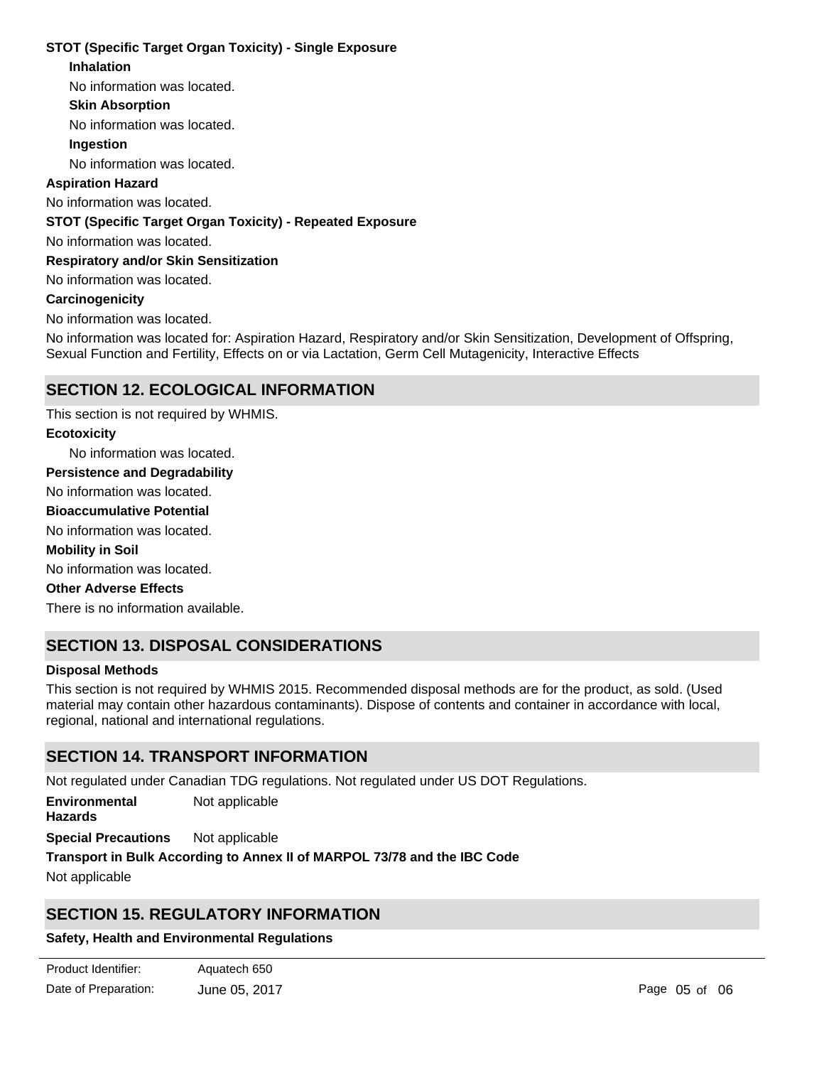**STOT (Specific Target Organ Toxicity) - Single Exposure**

**Inhalation**

No information was located.

**Skin Absorption**

No information was located.

**Ingestion**

No information was located.

**Aspiration Hazard**

No information was located.

**STOT (Specific Target Organ Toxicity) - Repeated Exposure**

No information was located.

**Respiratory and/or Skin Sensitization**

No information was located.

**Carcinogenicity**

No information was located.

No information was located for: Aspiration Hazard, Respiratory and/or Skin Sensitization, Development of Offspring, Sexual Function and Fertility, Effects on or via Lactation, Germ Cell Mutagenicity, Interactive Effects

## SECTION 12. ECOLOGICAL INFORMATION

This section is not required by WHMIS.

**Ecotoxicity**

No information was located.

**Persistence and Degradability**

No information was located.

**Bioaccumulative Potential**

No information was located.

**Mobility in Soil**

No information was located.

**Other Adverse Effects**

There is no information available.

## SECTION 13. DISPOSAL CONSIDERATIONS

**Disposal Methods**

This section is not required by WHMIS 2015. Recommended disposal methods are for the product, as sold. (Used material may contain other hazardous contaminants). Dispose of contents and container in accordance with local, regional, national and international regulations.

## SECTION 14. TRANSPORT INFORMATION

Not regulated under Canadian TDG regulations. Not regulated under US DOT Regulations.

**Environmental Hazards** Not applicable

**Special Precautions** Not applicable

**Transport in Bulk According to Annex II of MARPOL 73/78 and the IBC Code**

Not applicable

## SECTION 15. REGULATORY INFORMATION

**Safety, Health and Environmental Regulations**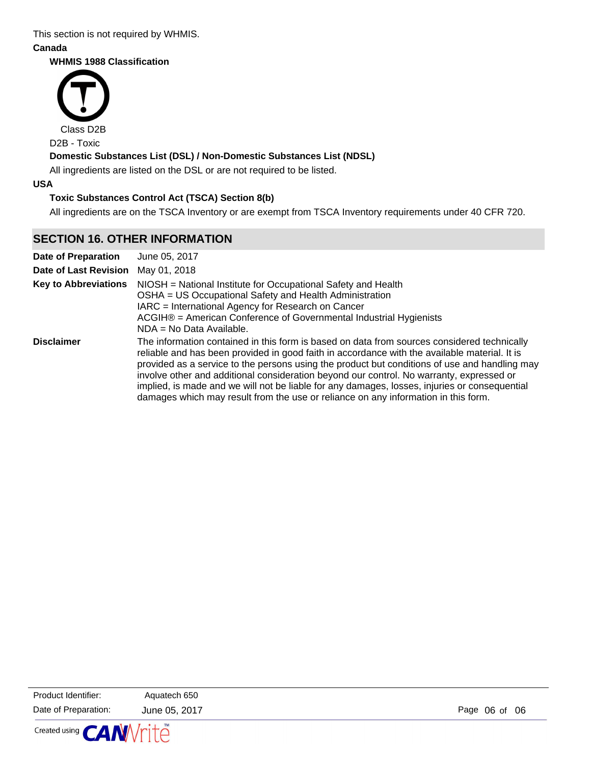This section is not required by WHMIS.

**Canada**

**WHMIS 1988 Classification**

Class D2B

D2B - Toxic

**Domestic Substances List (DSL) / Non-Domestic Substances List (NDSL)**

All ingredients are listed on the DSL or are not required to be listed.

**USA**

**Toxic Substances Control Act (TSCA) Section 8(b)**

All ingredients are on the TSCA Inventory or are exempt from TSCA Inventory requirements under 40 CFR 720.

## SECTION 16. OTHER INFORMATION

| | |
|---|---|
| **Date of Preparation** | June 05, 2017 |
| **Date of Last Revision** | May 01, 2018 |
| **Key to Abbreviations** | NIOSH = National Institute for Occupational Safety and Health<br>OSHA = US Occupational Safety and Health Administration<br>IARC = International Agency for Research on Cancer<br>ACGIH® = American Conference of Governmental Industrial Hygienists<br>NDA = No Data Available. |
| **Disclaimer** | The information contained in this form is based on data from sources considered technically reliable and has been provided in good faith in accordance with the available material. It is provided as a service to the persons using the product but conditions of use and handling may involve other and additional consideration beyond our control. No warranty, expressed or implied, is made and we will not be liable for any damages, losses, injuries or consequential damages which may result from the use or reliance on any information in this form. |